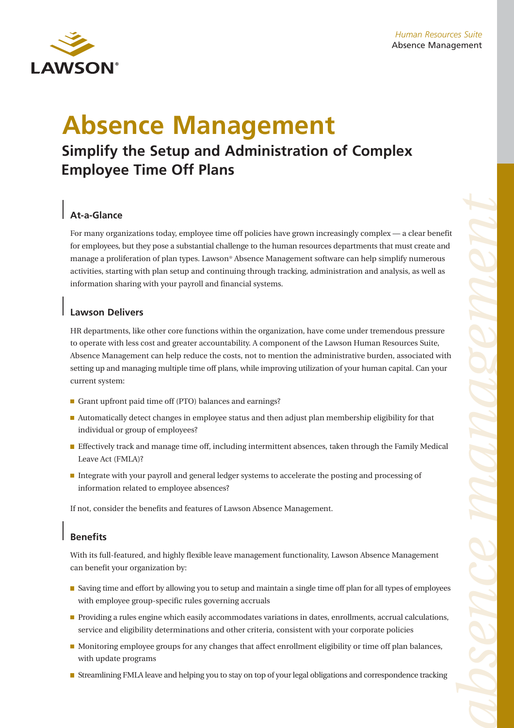# Absence Management

## Simplify the Setup and Administration of Complex Employee Time Off Plans

### At-a-Glance

For many organizations today, employee time off policies have grown increasingly complex — a clear benefit for employees, but they pose a substantial challenge to the human resources departments that must create and manage a proliferation of plan types. Lawson® Absence Management software can help simplify numerous activities, starting with plan setup and continuing through tracking, administration and analysis, as well as information sharing with your payroll and financial systems.

### Lawson Delivers

HR departments, like other core functions within the organization, have come under tremendous pressure to operate with less cost and greater accountability. A component of the Lawson Human Resources Suite, Absence Management can help reduce the costs, not to mention the administrative burden, associated with setting up and managing multiple time off plans, while improving utilization of your human capital. Can your current system:

- Grant upfront paid time off (PTO) balances and earnings?
- Automatically detect changes in employee status and then adjust plan membership eligibility for that individual or group of employees?
- Effectively track and manage time off, including intermittent absences, taken through the Family Medical Leave Act (FMLA)?
- Integrate with your payroll and general ledger systems to accelerate the posting and processing of information related to employee absences?

If not, consider the benefits and features of Lawson Absence Management.

### Benefits

With its full-featured, and highly flexible leave management functionality, Lawson Absence Management can benefit your organization by:

- Saving time and effort by allowing you to setup and maintain a single time off plan for all types of employees with employee group-specific rules governing accruals
- Providing a rules engine which easily accommodates variations in dates, enrollments, accrual calculations, service and eligibility determinations and other criteria, consistent with your corporate policies
- Monitoring employee groups for any changes that affect enrollment eligibility or time off plan balances, with update programs
- Streamlining FMLA leave and helping you to stay on top of your legal obligations and correspondence tracking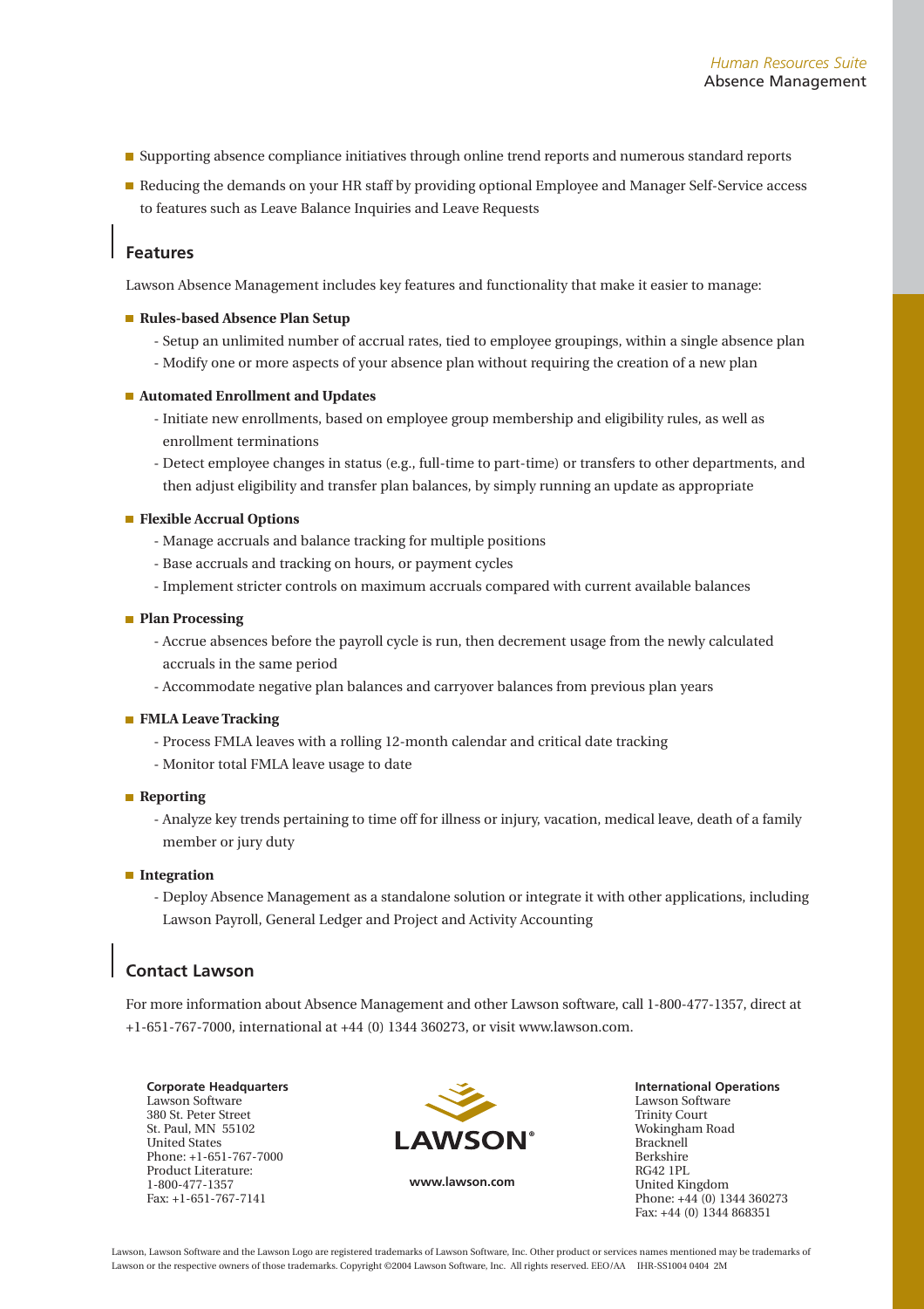- Supporting absence compliance initiatives through online trend reports and numerous standard reports
- Reducing the demands on your HR staff by providing optional Employee and Manager Self-Service access to features such as Leave Balance Inquiries and Leave Requests

## Features

Lawson Absence Management includes key features and functionality that make it easier to manage:

- **Rules-based Absence Plan Setup**
  - Setup an unlimited number of accrual rates, tied to employee groupings, within a single absence plan
  - Modify one or more aspects of your absence plan without requiring the creation of a new plan
- **Automated Enrollment and Updates**
  - Initiate new enrollments, based on employee group membership and eligibility rules, as well as enrollment terminations
  - Detect employee changes in status (e.g., full-time to part-time) or transfers to other departments, and then adjust eligibility and transfer plan balances, by simply running an update as appropriate
- **Flexible Accrual Options**
  - Manage accruals and balance tracking for multiple positions
  - Base accruals and tracking on hours, or payment cycles
  - Implement stricter controls on maximum accruals compared with current available balances
- **Plan Processing**
  - Accrue absences before the payroll cycle is run, then decrement usage from the newly calculated accruals in the same period
  - Accommodate negative plan balances and carryover balances from previous plan years
- **FMLA Leave Tracking**
  - Process FMLA leaves with a rolling 12-month calendar and critical date tracking
  - Monitor total FMLA leave usage to date
- **Reporting**
  - Analyze key trends pertaining to time off for illness or injury, vacation, medical leave, death of a family member or jury duty
- **Integration**
  - Deploy Absence Management as a standalone solution or integrate it with other applications, including Lawson Payroll, General Ledger and Project and Activity Accounting

## Contact Lawson

For more information about Absence Management and other Lawson software, call 1-800-477-1357, direct at +1-651-767-7000, international at +44 (0) 1344 360273, or visit www.lawson.com.

**Corporate Headquarters**
Lawson Software
380 St. Peter Street
St. Paul, MN 55102
United States
Phone: +1-651-767-7000
Product Literature:
1-800-477-1357
Fax: +1-651-767-7141

LAWSON®

www.lawson.com

**International Operations**
Lawson Software
Trinity Court
Wokingham Road
Bracknell
Berkshire
RG42 1PL
United Kingdom
Phone: +44 (0) 1344 360273
Fax: +44 (0) 1344 868351

Lawson, Lawson Software and the Lawson Logo are registered trademarks of Lawson Software, Inc. Other product or services names mentioned may be trademarks of Lawson or the respective owners of those trademarks. Copyright ©2004 Lawson Software, Inc. All rights reserved. EEO/AA IHR-SS1004 0404 2M